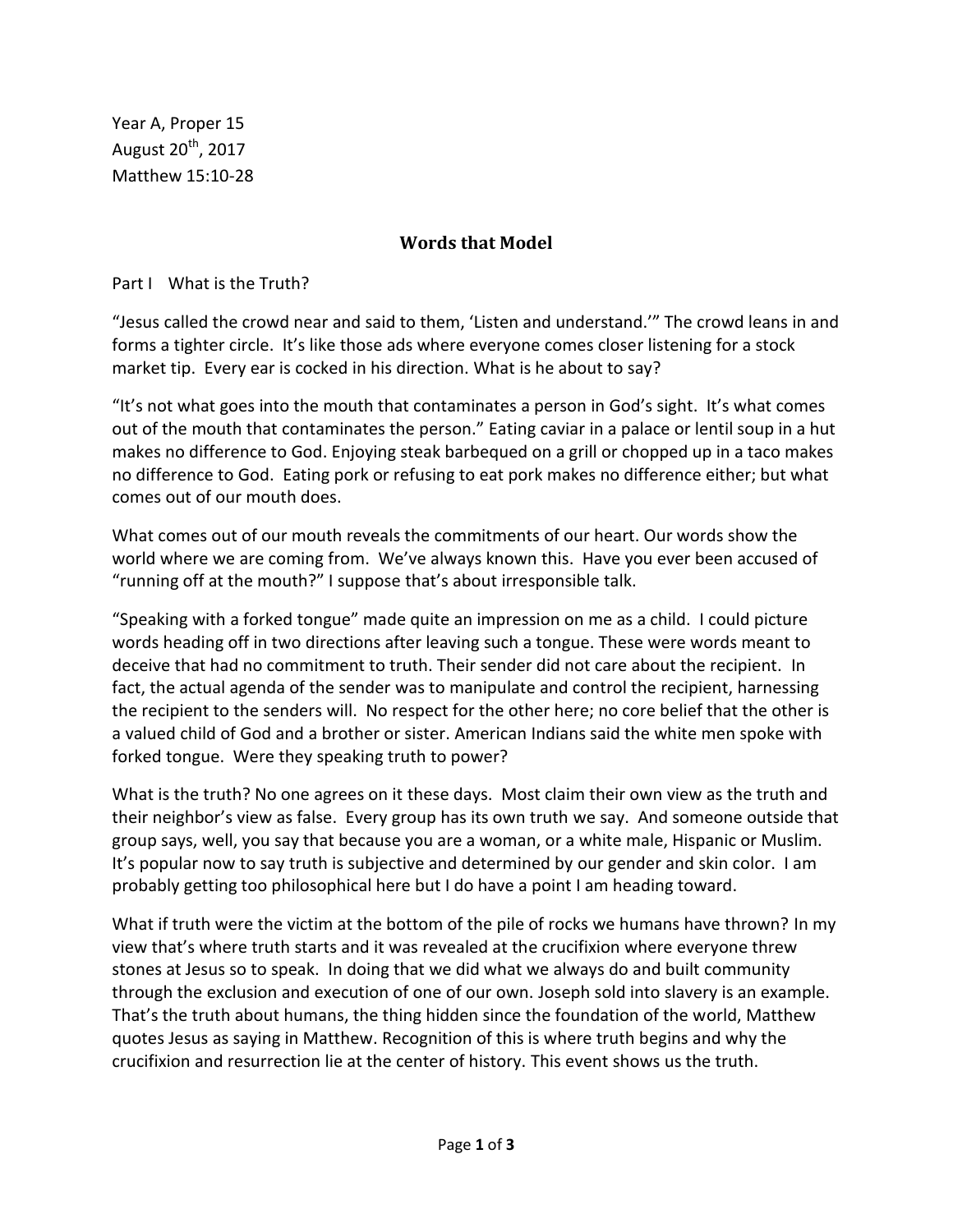Year A, Proper 15
August 20th, 2017
Matthew 15:10-28

## Words that Model

Part I What is the Truth?

"Jesus called the crowd near and said to them, 'Listen and understand.'" The crowd leans in and forms a tighter circle. It's like those ads where everyone comes closer listening for a stock market tip. Every ear is cocked in his direction. What is he about to say?

"It's not what goes into the mouth that contaminates a person in God's sight. It's what comes out of the mouth that contaminates the person." Eating caviar in a palace or lentil soup in a hut makes no difference to God. Enjoying steak barbequed on a grill or chopped up in a taco makes no difference to God. Eating pork or refusing to eat pork makes no difference either; but what comes out of our mouth does.

What comes out of our mouth reveals the commitments of our heart. Our words show the world where we are coming from. We've always known this. Have you ever been accused of "running off at the mouth?" I suppose that's about irresponsible talk.

"Speaking with a forked tongue" made quite an impression on me as a child. I could picture words heading off in two directions after leaving such a tongue. These were words meant to deceive that had no commitment to truth. Their sender did not care about the recipient. In fact, the actual agenda of the sender was to manipulate and control the recipient, harnessing the recipient to the senders will. No respect for the other here; no core belief that the other is a valued child of God and a brother or sister. American Indians said the white men spoke with forked tongue. Were they speaking truth to power?

What is the truth? No one agrees on it these days. Most claim their own view as the truth and their neighbor's view as false. Every group has its own truth we say. And someone outside that group says, well, you say that because you are a woman, or a white male, Hispanic or Muslim. It's popular now to say truth is subjective and determined by our gender and skin color. I am probably getting too philosophical here but I do have a point I am heading toward.

What if truth were the victim at the bottom of the pile of rocks we humans have thrown? In my view that's where truth starts and it was revealed at the crucifixion where everyone threw stones at Jesus so to speak. In doing that we did what we always do and built community through the exclusion and execution of one of our own. Joseph sold into slavery is an example. That's the truth about humans, the thing hidden since the foundation of the world, Matthew quotes Jesus as saying in Matthew. Recognition of this is where truth begins and why the crucifixion and resurrection lie at the center of history. This event shows us the truth.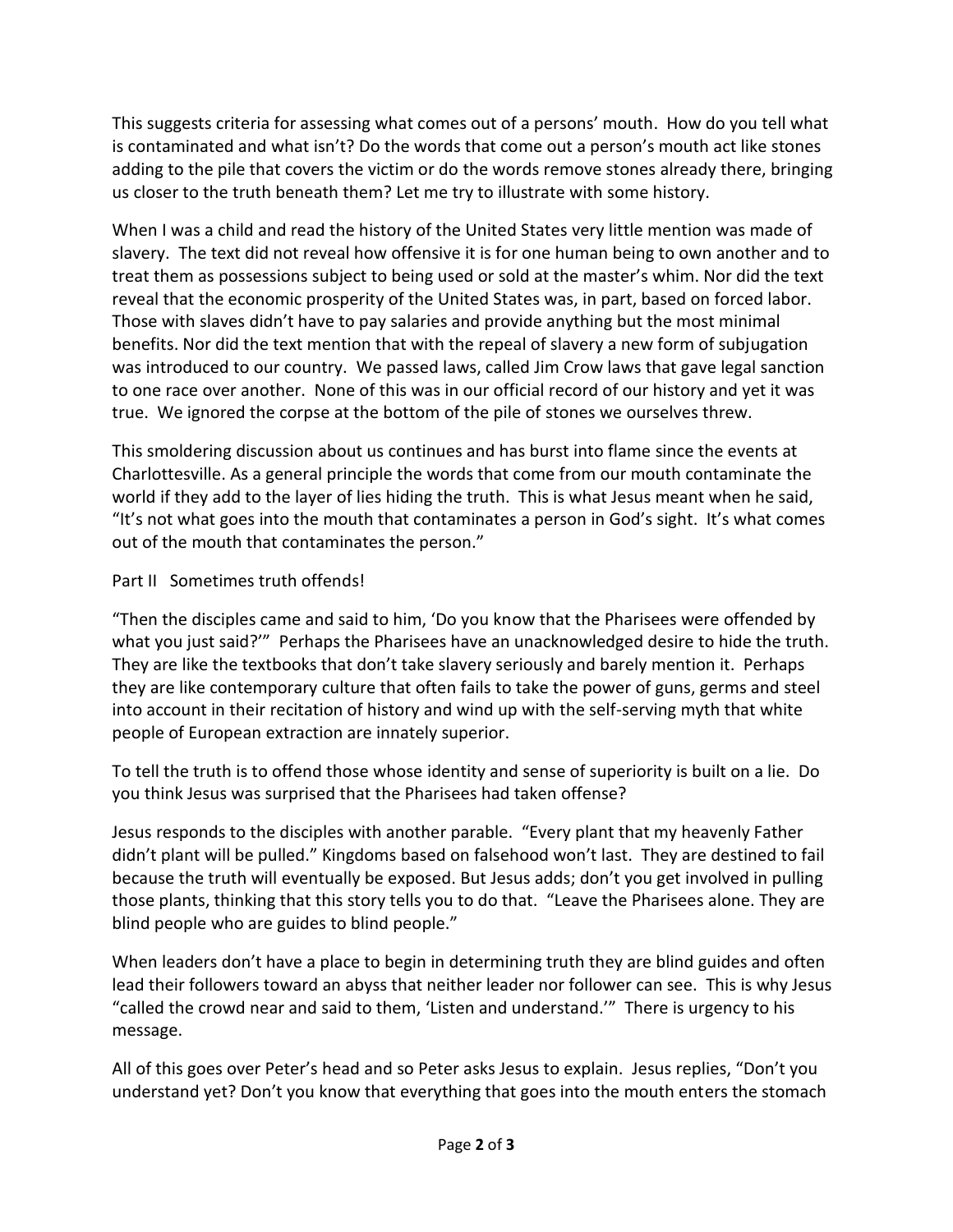This suggests criteria for assessing what comes out of a persons' mouth. How do you tell what is contaminated and what isn't? Do the words that come out a person's mouth act like stones adding to the pile that covers the victim or do the words remove stones already there, bringing us closer to the truth beneath them? Let me try to illustrate with some history.

When I was a child and read the history of the United States very little mention was made of slavery. The text did not reveal how offensive it is for one human being to own another and to treat them as possessions subject to being used or sold at the master's whim. Nor did the text reveal that the economic prosperity of the United States was, in part, based on forced labor. Those with slaves didn't have to pay salaries and provide anything but the most minimal benefits. Nor did the text mention that with the repeal of slavery a new form of subjugation was introduced to our country. We passed laws, called Jim Crow laws that gave legal sanction to one race over another. None of this was in our official record of our history and yet it was true. We ignored the corpse at the bottom of the pile of stones we ourselves threw.

This smoldering discussion about us continues and has burst into flame since the events at Charlottesville. As a general principle the words that come from our mouth contaminate the world if they add to the layer of lies hiding the truth. This is what Jesus meant when he said, "It's not what goes into the mouth that contaminates a person in God's sight. It's what comes out of the mouth that contaminates the person."

Part II Sometimes truth offends!

"Then the disciples came and said to him, 'Do you know that the Pharisees were offended by what you just said?'" Perhaps the Pharisees have an unacknowledged desire to hide the truth. They are like the textbooks that don't take slavery seriously and barely mention it. Perhaps they are like contemporary culture that often fails to take the power of guns, germs and steel into account in their recitation of history and wind up with the self-serving myth that white people of European extraction are innately superior.

To tell the truth is to offend those whose identity and sense of superiority is built on a lie. Do you think Jesus was surprised that the Pharisees had taken offense?

Jesus responds to the disciples with another parable. "Every plant that my heavenly Father didn't plant will be pulled." Kingdoms based on falsehood won't last. They are destined to fail because the truth will eventually be exposed. But Jesus adds; don't you get involved in pulling those plants, thinking that this story tells you to do that. "Leave the Pharisees alone. They are blind people who are guides to blind people."

When leaders don't have a place to begin in determining truth they are blind guides and often lead their followers toward an abyss that neither leader nor follower can see. This is why Jesus "called the crowd near and said to them, 'Listen and understand.'" There is urgency to his message.

All of this goes over Peter's head and so Peter asks Jesus to explain. Jesus replies, "Don't you understand yet? Don't you know that everything that goes into the mouth enters the stomach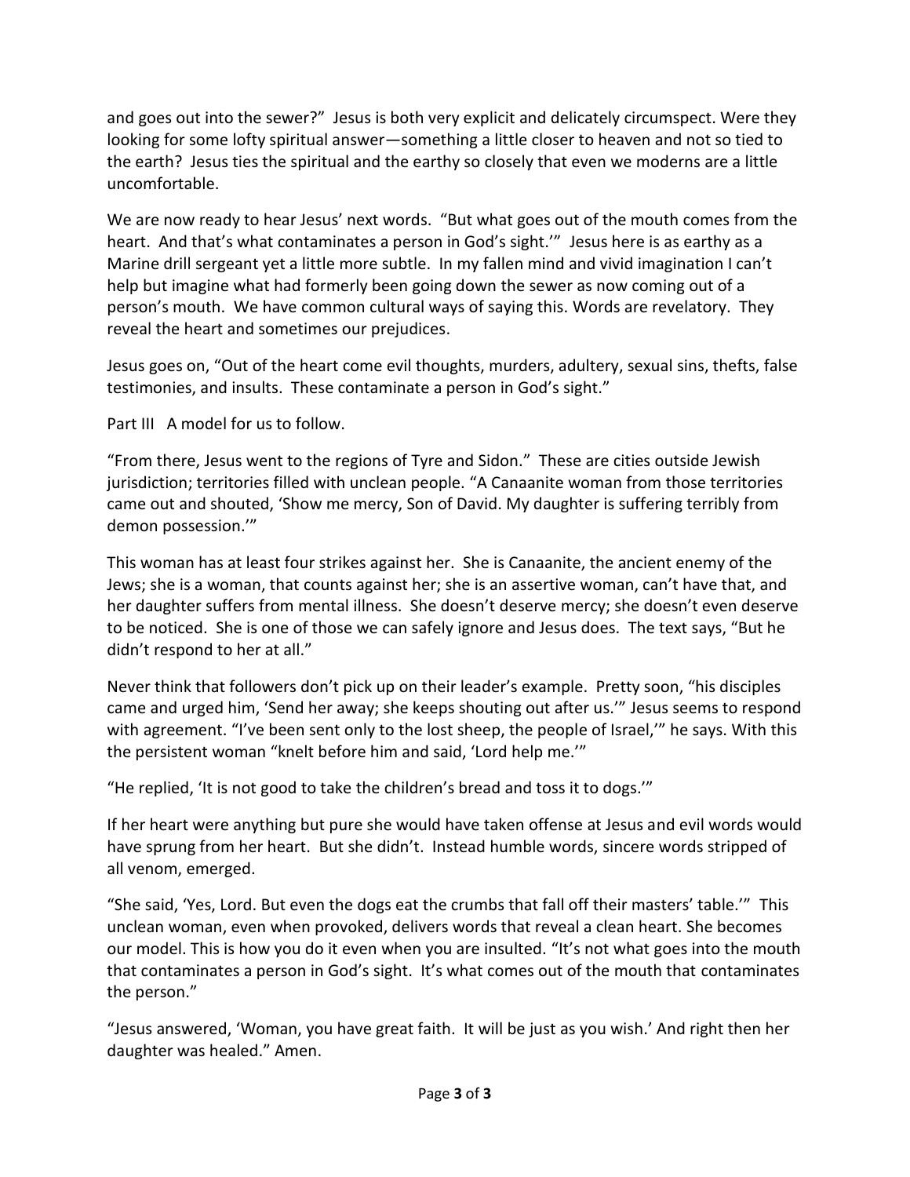and goes out into the sewer?" Jesus is both very explicit and delicately circumspect. Were they looking for some lofty spiritual answer—something a little closer to heaven and not so tied to the earth? Jesus ties the spiritual and the earthy so closely that even we moderns are a little uncomfortable.

We are now ready to hear Jesus' next words. "But what goes out of the mouth comes from the heart. And that's what contaminates a person in God's sight.'" Jesus here is as earthy as a Marine drill sergeant yet a little more subtle. In my fallen mind and vivid imagination I can't help but imagine what had formerly been going down the sewer as now coming out of a person's mouth. We have common cultural ways of saying this. Words are revelatory. They reveal the heart and sometimes our prejudices.

Jesus goes on, "Out of the heart come evil thoughts, murders, adultery, sexual sins, thefts, false testimonies, and insults. These contaminate a person in God's sight."

Part III A model for us to follow.

"From there, Jesus went to the regions of Tyre and Sidon." These are cities outside Jewish jurisdiction; territories filled with unclean people. "A Canaanite woman from those territories came out and shouted, 'Show me mercy, Son of David. My daughter is suffering terribly from demon possession.'"

This woman has at least four strikes against her. She is Canaanite, the ancient enemy of the Jews; she is a woman, that counts against her; she is an assertive woman, can't have that, and her daughter suffers from mental illness. She doesn't deserve mercy; she doesn't even deserve to be noticed. She is one of those we can safely ignore and Jesus does. The text says, "But he didn't respond to her at all."

Never think that followers don't pick up on their leader's example. Pretty soon, "his disciples came and urged him, 'Send her away; she keeps shouting out after us.'" Jesus seems to respond with agreement. "I've been sent only to the lost sheep, the people of Israel,'" he says. With this the persistent woman "knelt before him and said, 'Lord help me.'"

"He replied, 'It is not good to take the children's bread and toss it to dogs.'"

If her heart were anything but pure she would have taken offense at Jesus and evil words would have sprung from her heart. But she didn't. Instead humble words, sincere words stripped of all venom, emerged.

"She said, 'Yes, Lord. But even the dogs eat the crumbs that fall off their masters' table.'" This unclean woman, even when provoked, delivers words that reveal a clean heart. She becomes our model. This is how you do it even when you are insulted. "It's not what goes into the mouth that contaminates a person in God's sight. It's what comes out of the mouth that contaminates the person."

"Jesus answered, 'Woman, you have great faith. It will be just as you wish.' And right then her daughter was healed." Amen.